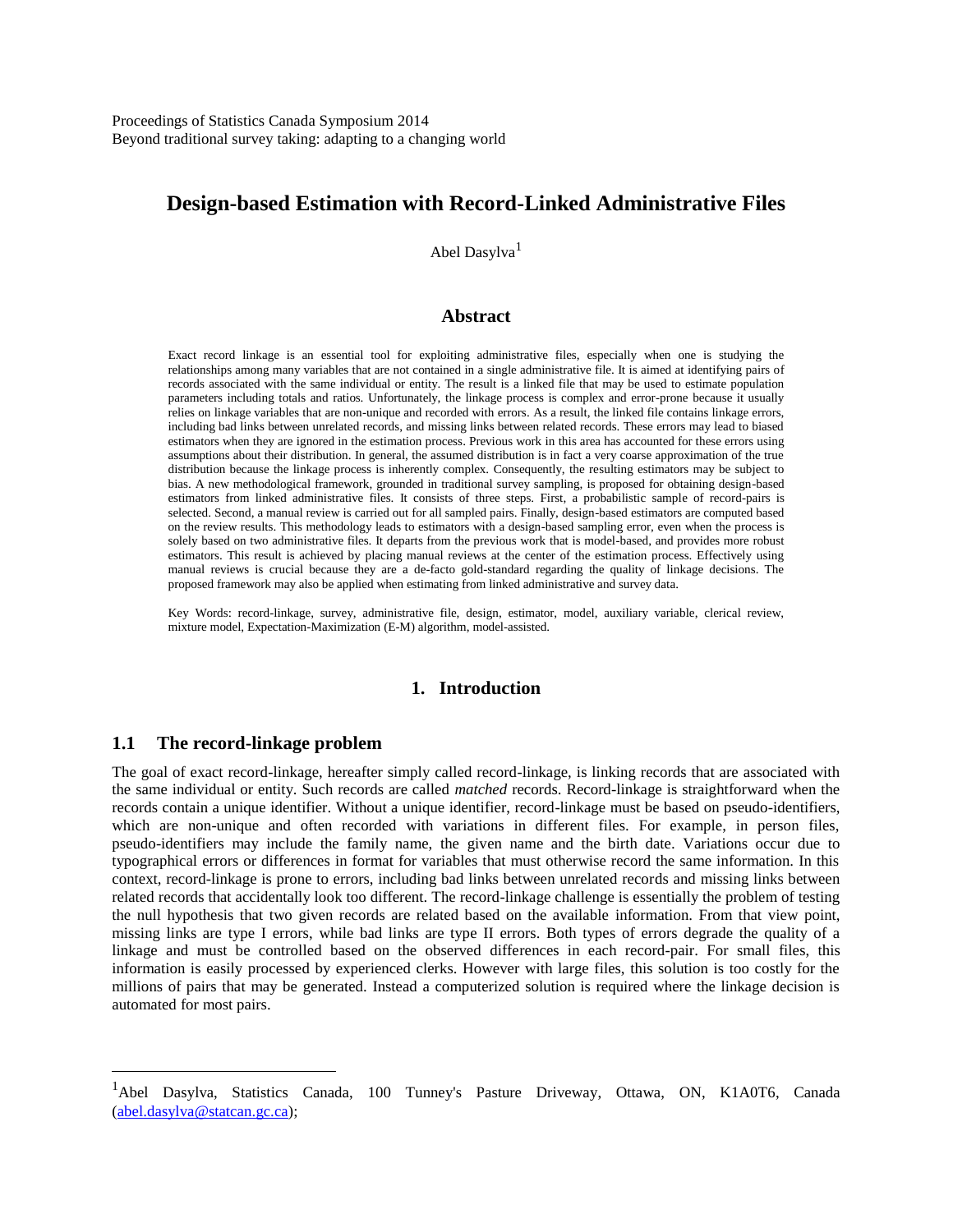Proceedings of Statistics Canada Symposium 2014
Beyond traditional survey taking: adapting to a changing world

# Design-based Estimation with Record-Linked Administrative Files

Abel Dasylva[1]

## Abstract

Exact record linkage is an essential tool for exploiting administrative files, especially when one is studying the relationships among many variables that are not contained in a single administrative file. It is aimed at identifying pairs of records associated with the same individual or entity. The result is a linked file that may be used to estimate population parameters including totals and ratios. Unfortunately, the linkage process is complex and error-prone because it usually relies on linkage variables that are non-unique and recorded with errors. As a result, the linked file contains linkage errors, including bad links between unrelated records, and missing links between related records. These errors may lead to biased estimators when they are ignored in the estimation process. Previous work in this area has accounted for these errors using assumptions about their distribution. In general, the assumed distribution is in fact a very coarse approximation of the true distribution because the linkage process is inherently complex. Consequently, the resulting estimators may be subject to bias. A new methodological framework, grounded in traditional survey sampling, is proposed for obtaining design-based estimators from linked administrative files. It consists of three steps. First, a probabilistic sample of record-pairs is selected. Second, a manual review is carried out for all sampled pairs. Finally, design-based estimators are computed based on the review results. This methodology leads to estimators with a design-based sampling error, even when the process is solely based on two administrative files. It departs from the previous work that is model-based, and provides more robust estimators. This result is achieved by placing manual reviews at the center of the estimation process. Effectively using manual reviews is crucial because they are a de-facto gold-standard regarding the quality of linkage decisions. The proposed framework may also be applied when estimating from linked administrative and survey data.

Key Words: record-linkage, survey, administrative file, design, estimator, model, auxiliary variable, clerical review, mixture model, Expectation-Maximization (E-M) algorithm, model-assisted.

## 1. Introduction

### 1.1 The record-linkage problem

The goal of exact record-linkage, hereafter simply called record-linkage, is linking records that are associated with the same individual or entity. Such records are called *matched* records. Record-linkage is straightforward when the records contain a unique identifier. Without a unique identifier, record-linkage must be based on pseudo-identifiers, which are non-unique and often recorded with variations in different files. For example, in person files, pseudo-identifiers may include the family name, the given name and the birth date. Variations occur due to typographical errors or differences in format for variables that must otherwise record the same information. In this context, record-linkage is prone to errors, including bad links between unrelated records and missing links between related records that accidentally look too different. The record-linkage challenge is essentially the problem of testing the null hypothesis that two given records are related based on the available information. From that view point, missing links are type I errors, while bad links are type II errors. Both types of errors degrade the quality of a linkage and must be controlled based on the observed differences in each record-pair. For small files, this information is easily processed by experienced clerks. However with large files, this solution is too costly for the millions of pairs that may be generated. Instead a computerized solution is required where the linkage decision is automated for most pairs.

[1]Abel Dasylva, Statistics Canada, 100 Tunney's Pasture Driveway, Ottawa, ON, K1A0T6, Canada (abel.dasylva@statcan.gc.ca);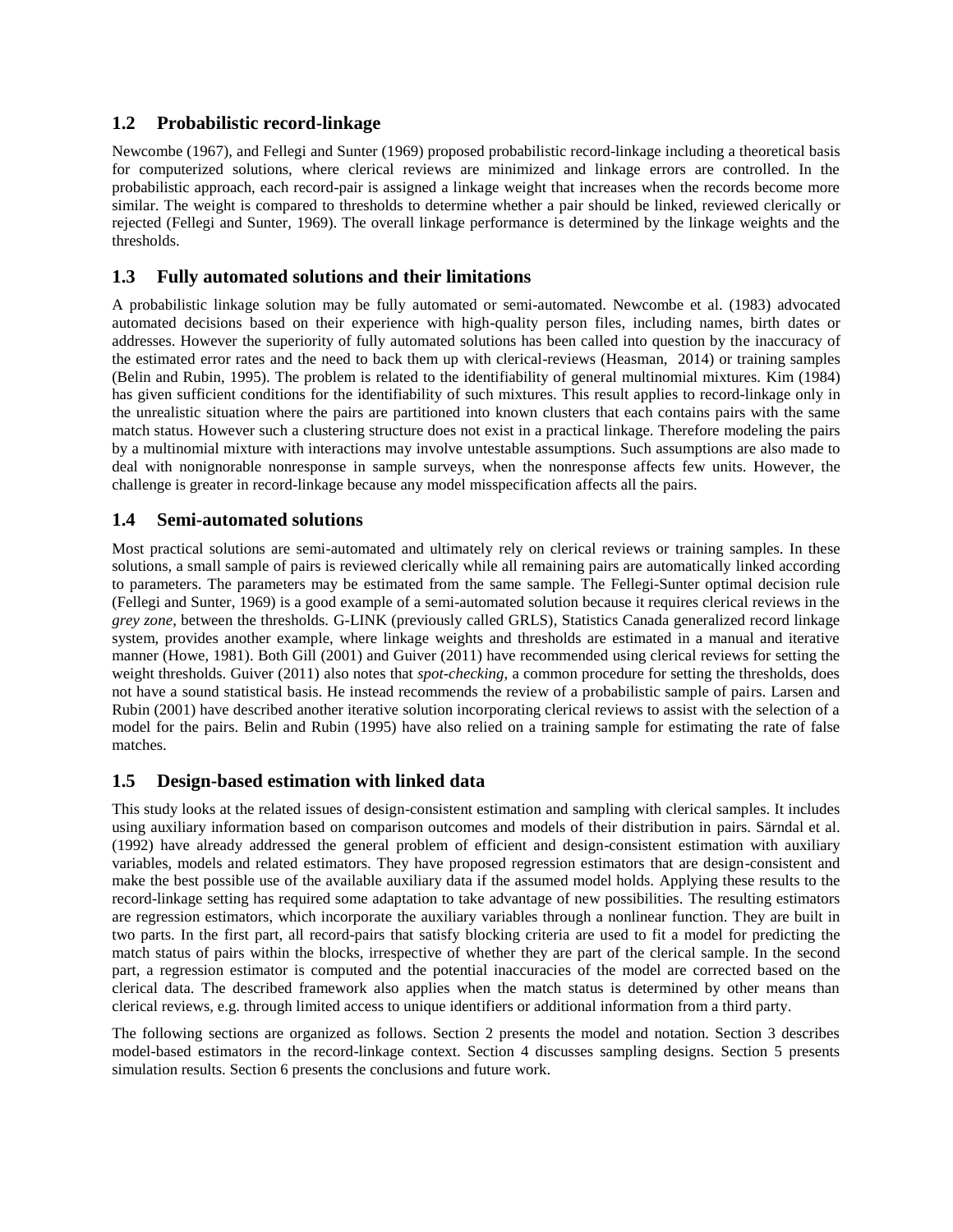## 1.2 Probabilistic record-linkage

Newcombe (1967), and Fellegi and Sunter (1969) proposed probabilistic record-linkage including a theoretical basis for computerized solutions, where clerical reviews are minimized and linkage errors are controlled. In the probabilistic approach, each record-pair is assigned a linkage weight that increases when the records become more similar. The weight is compared to thresholds to determine whether a pair should be linked, reviewed clerically or rejected (Fellegi and Sunter, 1969). The overall linkage performance is determined by the linkage weights and the thresholds.

## 1.3 Fully automated solutions and their limitations

A probabilistic linkage solution may be fully automated or semi-automated. Newcombe et al. (1983) advocated automated decisions based on their experience with high-quality person files, including names, birth dates or addresses. However the superiority of fully automated solutions has been called into question by the inaccuracy of the estimated error rates and the need to back them up with clerical-reviews (Heasman, 2014) or training samples (Belin and Rubin, 1995). The problem is related to the identifiability of general multinomial mixtures. Kim (1984) has given sufficient conditions for the identifiability of such mixtures. This result applies to record-linkage only in the unrealistic situation where the pairs are partitioned into known clusters that each contains pairs with the same match status. However such a clustering structure does not exist in a practical linkage. Therefore modeling the pairs by a multinomial mixture with interactions may involve untestable assumptions. Such assumptions are also made to deal with nonignorable nonresponse in sample surveys, when the nonresponse affects few units. However, the challenge is greater in record-linkage because any model misspecification affects all the pairs.

## 1.4 Semi-automated solutions

Most practical solutions are semi-automated and ultimately rely on clerical reviews or training samples. In these solutions, a small sample of pairs is reviewed clerically while all remaining pairs are automatically linked according to parameters. The parameters may be estimated from the same sample. The Fellegi-Sunter optimal decision rule (Fellegi and Sunter, 1969) is a good example of a semi-automated solution because it requires clerical reviews in the *grey zone*, between the thresholds. G-LINK (previously called GRLS), Statistics Canada generalized record linkage system, provides another example, where linkage weights and thresholds are estimated in a manual and iterative manner (Howe, 1981). Both Gill (2001) and Guiver (2011) have recommended using clerical reviews for setting the weight thresholds. Guiver (2011) also notes that *spot-checking*, a common procedure for setting the thresholds, does not have a sound statistical basis. He instead recommends the review of a probabilistic sample of pairs. Larsen and Rubin (2001) have described another iterative solution incorporating clerical reviews to assist with the selection of a model for the pairs. Belin and Rubin (1995) have also relied on a training sample for estimating the rate of false matches.

## 1.5 Design-based estimation with linked data

This study looks at the related issues of design-consistent estimation and sampling with clerical samples. It includes using auxiliary information based on comparison outcomes and models of their distribution in pairs. Särndal et al. (1992) have already addressed the general problem of efficient and design-consistent estimation with auxiliary variables, models and related estimators. They have proposed regression estimators that are design-consistent and make the best possible use of the available auxiliary data if the assumed model holds. Applying these results to the record-linkage setting has required some adaptation to take advantage of new possibilities. The resulting estimators are regression estimators, which incorporate the auxiliary variables through a nonlinear function. They are built in two parts. In the first part, all record-pairs that satisfy blocking criteria are used to fit a model for predicting the match status of pairs within the blocks, irrespective of whether they are part of the clerical sample. In the second part, a regression estimator is computed and the potential inaccuracies of the model are corrected based on the clerical data. The described framework also applies when the match status is determined by other means than clerical reviews, e.g. through limited access to unique identifiers or additional information from a third party.

The following sections are organized as follows. Section 2 presents the model and notation. Section 3 describes model-based estimators in the record-linkage context. Section 4 discusses sampling designs. Section 5 presents simulation results. Section 6 presents the conclusions and future work.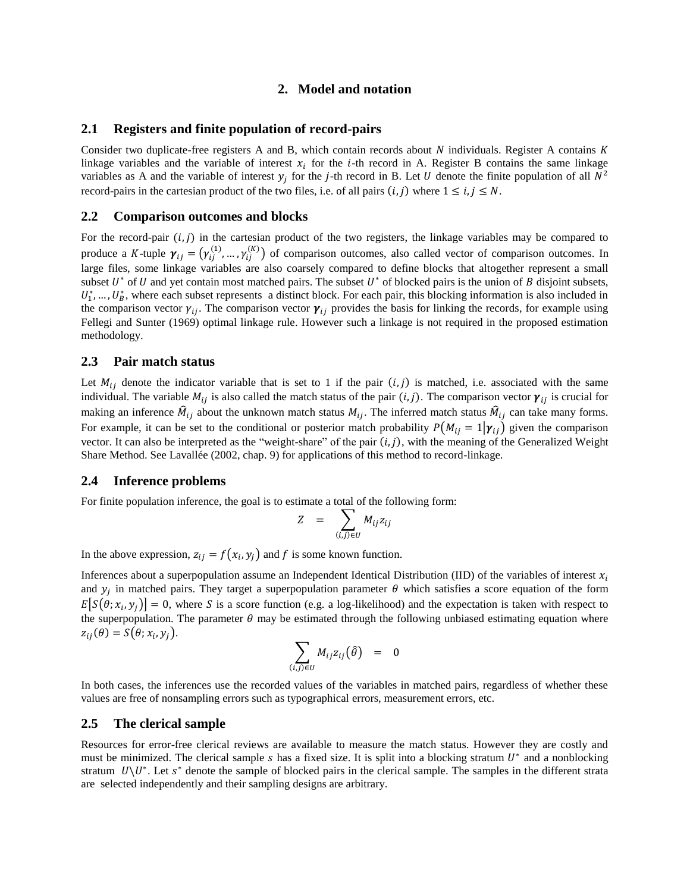## 2. Model and notation

### 2.1 Registers and finite population of record-pairs

Consider two duplicate-free registers A and B, which contain records about $N$ individuals. Register A contains $K$ linkage variables and the variable of interest $x_i$ for the $i$-th record in A. Register B contains the same linkage variables as A and the variable of interest $y_j$ for the $j$-th record in B. Let $U$ denote the finite population of all $N^2$ record-pairs in the cartesian product of the two files, i.e. of all pairs $(i,j)$ where $1 \leq i,j \leq N$.

### 2.2 Comparison outcomes and blocks

For the record-pair $(i,j)$ in the cartesian product of the two registers, the linkage variables may be compared to produce a $K$-tuple $\boldsymbol{\gamma}_{ij} = \left(\gamma_{ij}^{(1)}, \ldots, \gamma_{ij}^{(K)}\right)$ of comparison outcomes, also called vector of comparison outcomes. In large files, some linkage variables are also coarsely compared to define blocks that altogether represent a small subset $U^*$ of $U$ and yet contain most matched pairs. The subset $U^*$ of blocked pairs is the union of $B$ disjoint subsets, $U_1^*, \ldots, U_B^*$, where each subset represents a distinct block. For each pair, this blocking information is also included in the comparison vector $\gamma_{ij}$. The comparison vector $\boldsymbol{\gamma}_{ij}$ provides the basis for linking the records, for example using Fellegi and Sunter (1969) optimal linkage rule. However such a linkage is not required in the proposed estimation methodology.

### 2.3 Pair match status

Let $M_{ij}$ denote the indicator variable that is set to 1 if the pair $(i,j)$ is matched, i.e. associated with the same individual. The variable $M_{ij}$ is also called the match status of the pair $(i,j)$. The comparison vector $\boldsymbol{\gamma}_{ij}$ is crucial for making an inference $\widehat{M}_{ij}$ about the unknown match status $M_{ij}$. The inferred match status $\widehat{M}_{ij}$ can take many forms. For example, it can be set to the conditional or posterior match probability $P\left(M_{ij} = 1 \middle| \boldsymbol{\gamma}_{ij}\right)$ given the comparison vector. It can also be interpreted as the "weight-share" of the pair $(i,j)$, with the meaning of the Generalized Weight Share Method. See Lavallée (2002, chap. 9) for applications of this method to record-linkage.

### 2.4 Inference problems

For finite population inference, the goal is to estimate a total of the following form:

$$Z \quad = \quad \sum_{(i,j)\in U} M_{ij} z_{ij}$$

In the above expression, $z_{ij} = f(x_i, y_j)$ and $f$ is some known function.

Inferences about a superpopulation assume an Independent Identical Distribution (IID) of the variables of interest $x_i$ and $y_j$ in matched pairs. They target a superpopulation parameter $\theta$ which satisfies a score equation of the form $E\left[S(\theta; x_i, y_j)\right] = 0$, where $S$ is a score function (e.g. a log-likelihood) and the expectation is taken with respect to the superpopulation. The parameter $\theta$ may be estimated through the following unbiased estimating equation where $z_{ij}(\theta) = S(\theta; x_i, y_j)$.

$$\sum_{(i,j)\in U} M_{ij} z_{ij}(\hat{\theta}) \quad = \quad 0$$

In both cases, the inferences use the recorded values of the variables in matched pairs, regardless of whether these values are free of nonsampling errors such as typographical errors, measurement errors, etc.

### 2.5 The clerical sample

Resources for error-free clerical reviews are available to measure the match status. However they are costly and must be minimized. The clerical sample $s$ has a fixed size. It is split into a blocking stratum $U^*$ and a nonblocking stratum $U \backslash U^*$. Let $s^*$ denote the sample of blocked pairs in the clerical sample. The samples in the different strata are selected independently and their sampling designs are arbitrary.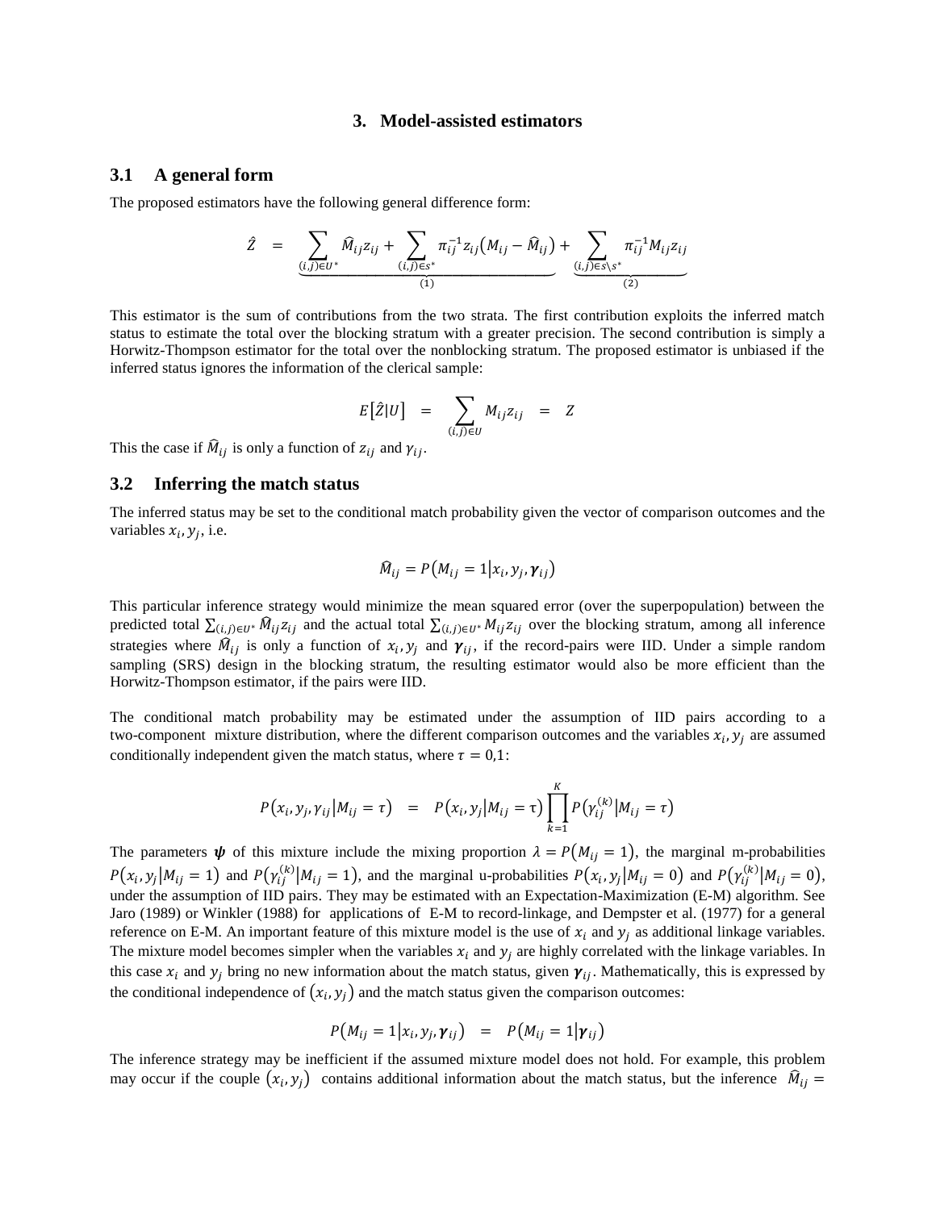# 3. Model-assisted estimators

## 3.1 A general form

The proposed estimators have the following general difference form:

$$\hat{Z} \;=\; \underbrace{\sum_{(i,j)\in U^*} \widehat{M}_{ij} z_{ij} + \sum_{(i,j)\in s^*} \pi_{ij}^{-1} z_{ij}\left(M_{ij} - \widehat{M}_{ij}\right)}_{(1)} + \underbrace{\sum_{(i,j)\in s\setminus s^*} \pi_{ij}^{-1} M_{ij} z_{ij}}_{(2)}$$

This estimator is the sum of contributions from the two strata. The first contribution exploits the inferred match status to estimate the total over the blocking stratum with a greater precision. The second contribution is simply a Horwitz-Thompson estimator for the total over the nonblocking stratum. The proposed estimator is unbiased if the inferred status ignores the information of the clerical sample:

$$E\left[\hat{Z}\middle|U\right] \;=\; \sum_{(i,j)\in U} M_{ij} z_{ij} \;=\; Z$$

This the case if $\widehat{M}_{ij}$ is only a function of $z_{ij}$ and $\gamma_{ij}$.

## 3.2 Inferring the match status

The inferred status may be set to the conditional match probability given the vector of comparison outcomes and the variables $x_i, y_j$, i.e.

$$\widehat{M}_{ij} = P\left(M_{ij} = 1\middle|x_i, y_j, \boldsymbol{\gamma}_{ij}\right)$$

This particular inference strategy would minimize the mean squared error (over the superpopulation) between the predicted total $\sum_{(i,j)\in U^*} \widehat{M}_{ij} z_{ij}$ and the actual total $\sum_{(i,j)\in U^*} M_{ij} z_{ij}$ over the blocking stratum, among all inference strategies where $\widehat{M}_{ij}$ is only a function of $x_i, y_j$ and $\boldsymbol{\gamma}_{ij}$, if the record-pairs were IID. Under a simple random sampling (SRS) design in the blocking stratum, the resulting estimator would also be more efficient than the Horwitz-Thompson estimator, if the pairs were IID.

The conditional match probability may be estimated under the assumption of IID pairs according to a two-component mixture distribution, where the different comparison outcomes and the variables $x_i, y_j$ are assumed conditionally independent given the match status, where $\tau = 0{,}1$:

$$P\left(x_i, y_j, \gamma_{ij}\middle|M_{ij} = \tau\right) \;=\; P\left(x_i, y_j\middle|M_{ij} = \tau\right)\prod_{k=1}^{K} P\left(\gamma_{ij}^{(k)}\middle|M_{ij} = \tau\right)$$

The parameters $\boldsymbol{\psi}$ of this mixture include the mixing proportion $\lambda = P\left(M_{ij} = 1\right)$, the marginal m-probabilities $P\left(x_i, y_j\middle|M_{ij} = 1\right)$ and $P\left(\gamma_{ij}^{(k)}\middle|M_{ij} = 1\right)$, and the marginal u-probabilities $P\left(x_i, y_j\middle|M_{ij} = 0\right)$ and $P\left(\gamma_{ij}^{(k)}\middle|M_{ij} = 0\right)$, under the assumption of IID pairs. They may be estimated with an Expectation-Maximization (E-M) algorithm. See Jaro (1989) or Winkler (1988) for applications of E-M to record-linkage, and Dempster et al. (1977) for a general reference on E-M. An important feature of this mixture model is the use of $x_i$ and $y_j$ as additional linkage variables. The mixture model becomes simpler when the variables $x_i$ and $y_j$ are highly correlated with the linkage variables. In this case $x_i$ and $y_j$ bring no new information about the match status, given $\boldsymbol{\gamma}_{ij}$. Mathematically, this is expressed by the conditional independence of $\left(x_i, y_j\right)$ and the match status given the comparison outcomes:

$$P\left(M_{ij} = 1\middle|x_i, y_j, \gamma_{ij}\right) \;=\; P\left(M_{ij} = 1\middle|\boldsymbol{\gamma}_{ij}\right)$$

The inference strategy may be inefficient if the assumed mixture model does not hold. For example, this problem may occur if the couple $\left(x_i, y_j\right)$ contains additional information about the match status, but the inference $\widehat{M}_{ij} =$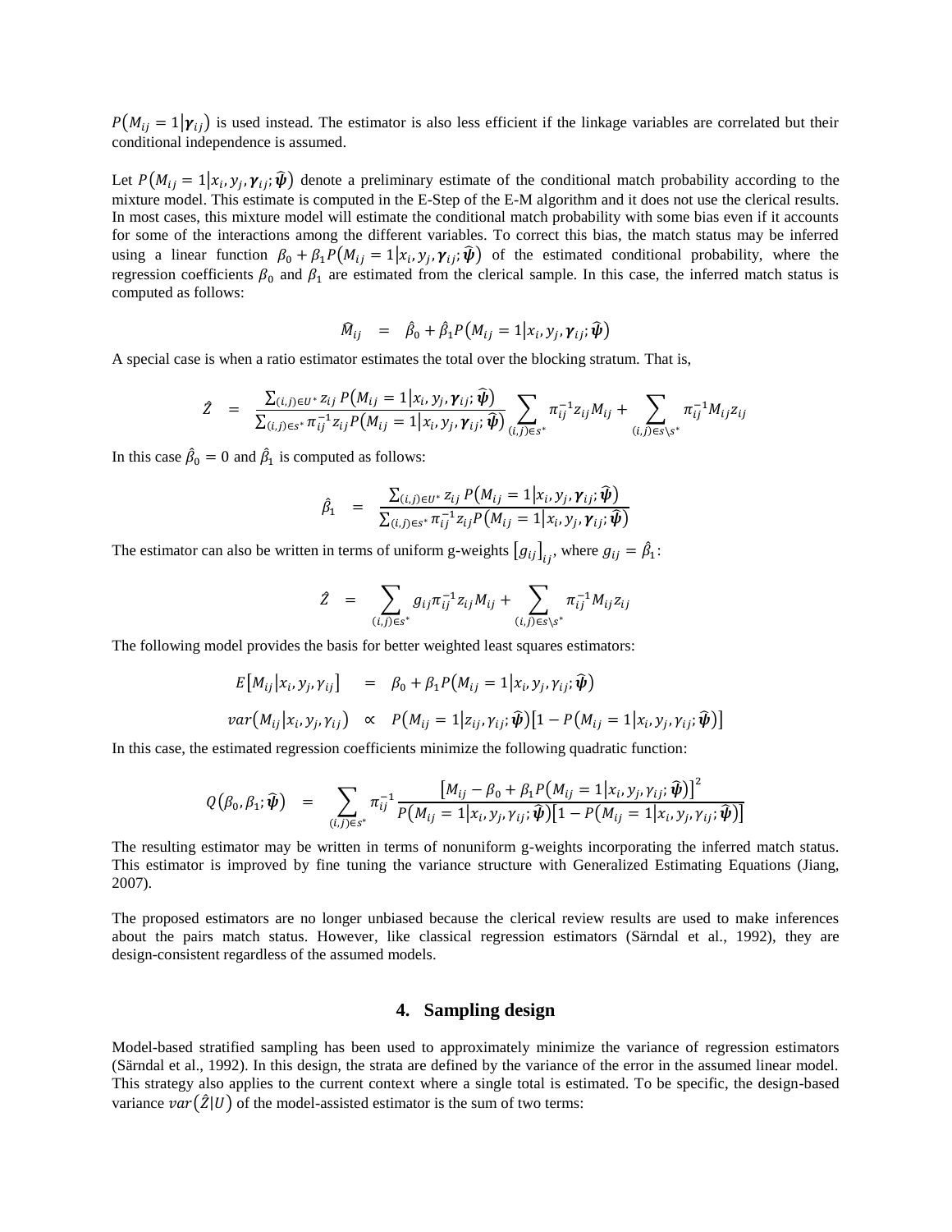$P(M_{ij} = 1|\boldsymbol{\gamma}_{ij})$ is used instead. The estimator is also less efficient if the linkage variables are correlated but their conditional independence is assumed.

Let $P(M_{ij} = 1|x_i, y_j, \boldsymbol{\gamma}_{ij}; \widehat{\boldsymbol{\psi}})$ denote a preliminary estimate of the conditional match probability according to the mixture model. This estimate is computed in the E-Step of the E-M algorithm and it does not use the clerical results. In most cases, this mixture model will estimate the conditional match probability with some bias even if it accounts for some of the interactions among the different variables. To correct this bias, the match status may be inferred using a linear function $\beta_0 + \beta_1 P(M_{ij} = 1|x_i, y_j, \boldsymbol{\gamma}_{ij}; \widehat{\boldsymbol{\psi}})$ of the estimated conditional probability, where the regression coefficients $\beta_0$ and $\beta_1$ are estimated from the clerical sample. In this case, the inferred match status is computed as follows:

$$\widehat{M}_{ij} \quad = \quad \hat{\beta}_0 + \hat{\beta}_1 P(M_{ij} = 1|x_i, y_j, \boldsymbol{\gamma}_{ij}; \widehat{\boldsymbol{\psi}})$$

A special case is when a ratio estimator estimates the total over the blocking stratum. That is,

$$\hat{Z} \quad = \quad \frac{\sum_{(i,j)\in U^*} z_{ij}\, P(M_{ij} = 1|x_i, y_j, \boldsymbol{\gamma}_{ij}; \widehat{\boldsymbol{\psi}})}{\sum_{(i,j)\in s^*} \pi_{ij}^{-1} z_{ij} P(M_{ij} = 1|x_i, y_j, \boldsymbol{\gamma}_{ij}; \widehat{\boldsymbol{\psi}})} \sum_{(i,j)\in s^*} \pi_{ij}^{-1} z_{ij} M_{ij} + \sum_{(i,j)\in s\setminus s^*} \pi_{ij}^{-1} M_{ij} z_{ij}$$

In this case $\hat{\beta}_0 = 0$ and $\hat{\beta}_1$ is computed as follows:

$$\hat{\beta}_1 \quad = \quad \frac{\sum_{(i,j)\in U^*} z_{ij}\, P(M_{ij} = 1|x_i, y_j, \boldsymbol{\gamma}_{ij}; \widehat{\boldsymbol{\psi}})}{\sum_{(i,j)\in s^*} \pi_{ij}^{-1} z_{ij} P(M_{ij} = 1|x_i, y_j, \boldsymbol{\gamma}_{ij}; \widehat{\boldsymbol{\psi}})}$$

The estimator can also be written in terms of uniform g-weights $[g_{ij}]_{ij}$, where $g_{ij} = \hat{\beta}_1$:

$$\hat{Z} \quad = \quad \sum_{(i,j)\in s^*} g_{ij} \pi_{ij}^{-1} z_{ij} M_{ij} + \sum_{(i,j)\in s\setminus s^*} \pi_{ij}^{-1} M_{ij} z_{ij}$$

The following model provides the basis for better weighted least squares estimators:

$$E[M_{ij}|x_i, y_j, \gamma_{ij}] \quad = \quad \beta_0 + \beta_1 P(M_{ij} = 1|x_i, y_j, \gamma_{ij}; \widehat{\boldsymbol{\psi}})$$

$$var(M_{ij}|x_i, y_j, \gamma_{ij}) \quad \propto \quad P(M_{ij} = 1|z_{ij}, \gamma_{ij}; \widehat{\boldsymbol{\psi}})[1 - P(M_{ij} = 1|x_i, y_j, \gamma_{ij}; \widehat{\boldsymbol{\psi}})]$$

In this case, the estimated regression coefficients minimize the following quadratic function:

$$Q(\beta_0, \beta_1; \widehat{\boldsymbol{\psi}}) \quad = \quad \sum_{(i,j)\in s^*} \pi_{ij}^{-1} \frac{[M_{ij} - \beta_0 + \beta_1 P(M_{ij} = 1|x_i, y_j, \gamma_{ij}; \widehat{\boldsymbol{\psi}})]^2}{P(M_{ij} = 1|x_i, y_j, \gamma_{ij}; \widehat{\boldsymbol{\psi}})[1 - P(M_{ij} = 1|x_i, y_j, \gamma_{ij}; \widehat{\boldsymbol{\psi}})]}$$

The resulting estimator may be written in terms of nonuniform g-weights incorporating the inferred match status. This estimator is improved by fine tuning the variance structure with Generalized Estimating Equations (Jiang, 2007).

The proposed estimators are no longer unbiased because the clerical review results are used to make inferences about the pairs match status. However, like classical regression estimators (Särndal et al., 1992), they are design-consistent regardless of the assumed models.

## 4. Sampling design

Model-based stratified sampling has been used to approximately minimize the variance of regression estimators (Särndal et al., 1992). In this design, the strata are defined by the variance of the error in the assumed linear model. This strategy also applies to the current context where a single total is estimated. To be specific, the design-based variance $var(\hat{Z}|U)$ of the model-assisted estimator is the sum of two terms: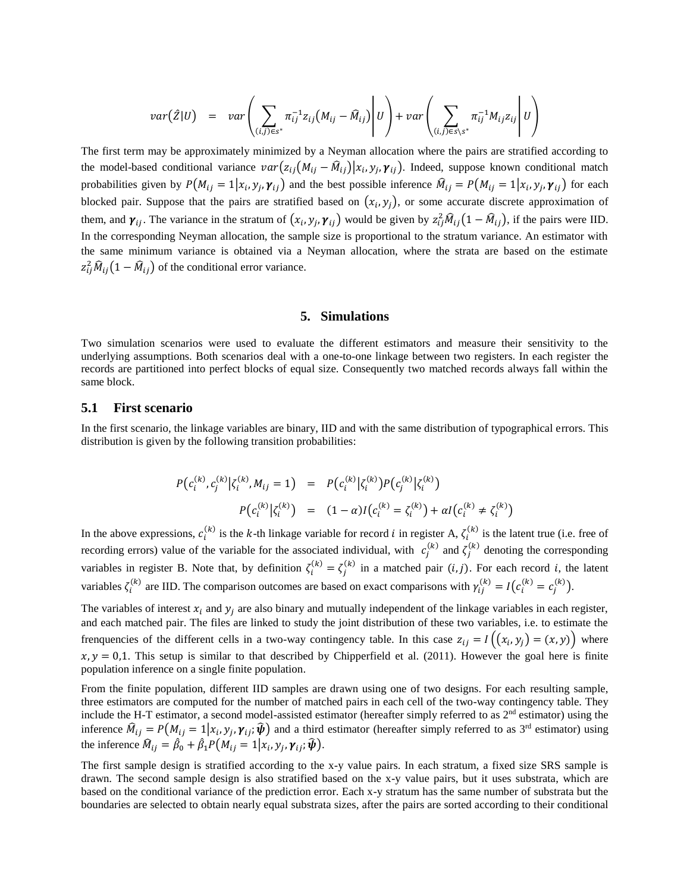$$var(\hat{Z}|U) \quad = \quad var\left(\sum_{(i,j)\in s^*} \pi_{ij}^{-1} z_{ij}\left(M_{ij} - \widehat{M}_{ij}\right)\middle| U\right) + var\left(\sum_{(i,j)\in s\setminus s^*} \pi_{ij}^{-1} M_{ij} z_{ij}\middle| U\right)$$

The first term may be approximately minimized by a Neyman allocation where the pairs are stratified according to the model-based conditional variance $var\left(z_{ij}\left(M_{ij} - \widehat{M}_{ij}\right)\middle| x_i, y_j, \boldsymbol{\gamma}_{ij}\right)$. Indeed, suppose known conditional match probabilities given by $P\left(M_{ij} = 1\middle| x_i, y_j, \boldsymbol{\gamma}_{ij}\right)$ and the best possible inference $\widehat{M}_{ij} = P\left(M_{ij} = 1\middle| x_i, y_j, \boldsymbol{\gamma}_{ij}\right)$ for each blocked pair. Suppose that the pairs are stratified based on $\left(x_i, y_j\right)$, or some accurate discrete approximation of them, and $\boldsymbol{\gamma}_{ij}$. The variance in the stratum of $\left(x_i, y_j, \boldsymbol{\gamma}_{ij}\right)$ would be given by $z_{ij}^2 \widehat{M}_{ij}\left(1 - \widehat{M}_{ij}\right)$, if the pairs were IID. In the corresponding Neyman allocation, the sample size is proportional to the stratum variance. An estimator with the same minimum variance is obtained via a Neyman allocation, where the strata are based on the estimate $z_{ij}^2 \widehat{M}_{ij}\left(1 - \widehat{M}_{ij}\right)$ of the conditional error variance.

## 5. Simulations

Two simulation scenarios were used to evaluate the different estimators and measure their sensitivity to the underlying assumptions. Both scenarios deal with a one-to-one linkage between two registers. In each register the records are partitioned into perfect blocks of equal size. Consequently two matched records always fall within the same block.

### 5.1 First scenario

In the first scenario, the linkage variables are binary, IID and with the same distribution of typographical errors. This distribution is given by the following transition probabilities:

$$\begin{aligned} P\left(c_i^{(k)}, c_j^{(k)}\middle| \zeta_i^{(k)}, M_{ij} = 1\right) &= P\left(c_i^{(k)}\middle| \zeta_i^{(k)}\right) P\left(c_j^{(k)}\middle| \zeta_i^{(k)}\right) \\ P\left(c_i^{(k)}\middle| \zeta_i^{(k)}\right) &= (1-\alpha) I\left(c_i^{(k)} = \zeta_i^{(k)}\right) + \alpha I\left(c_i^{(k)} \neq \zeta_i^{(k)}\right) \end{aligned}$$

In the above expressions, $c_i^{(k)}$ is the $k$-th linkage variable for record $i$ in register A, $\zeta_i^{(k)}$ is the latent true (i.e. free of recording errors) value of the variable for the associated individual, with $c_j^{(k)}$ and $\zeta_j^{(k)}$ denoting the corresponding variables in register B. Note that, by definition $\zeta_i^{(k)} = \zeta_j^{(k)}$ in a matched pair $(i, j)$. For each record $i$, the latent variables $\zeta_i^{(k)}$ are IID. The comparison outcomes are based on exact comparisons with $\gamma_{ij}^{(k)} = I\left(c_i^{(k)} = c_j^{(k)}\right)$.

The variables of interest $x_i$ and $y_j$ are also binary and mutually independent of the linkage variables in each register, and each matched pair. The files are linked to study the joint distribution of these two variables, i.e. to estimate the frenquencies of the different cells in a two-way contingency table. In this case $z_{ij} = I\left(\left(x_i, y_j\right) = (x, y)\right)$ where $x, y = 0{,}1$. This setup is similar to that described by Chipperfield et al. (2011). However the goal here is finite population inference on a single finite population.

From the finite population, different IID samples are drawn using one of two designs. For each resulting sample, three estimators are computed for the number of matched pairs in each cell of the two-way contingency table. They include the H-T estimator, a second model-assisted estimator (hereafter simply referred to as 2nd estimator) using the inference $\widehat{M}_{ij} = P\left(M_{ij} = 1\middle| x_i, y_j, \boldsymbol{\gamma}_{ij}; \widehat{\boldsymbol{\psi}}\right)$ and a third estimator (hereafter simply referred to as 3rd estimator) using the inference $\widehat{M}_{ij} = \hat{\beta}_0 + \hat{\beta}_1 P\left(M_{ij} = 1\middle| x_i, y_j, \boldsymbol{\gamma}_{ij}; \widehat{\boldsymbol{\psi}}\right)$.

The first sample design is stratified according to the x-y value pairs. In each stratum, a fixed size SRS sample is drawn. The second sample design is also stratified based on the x-y value pairs, but it uses substrata, which are based on the conditional variance of the prediction error. Each x-y stratum has the same number of substrata but the boundaries are selected to obtain nearly equal substrata sizes, after the pairs are sorted according to their conditional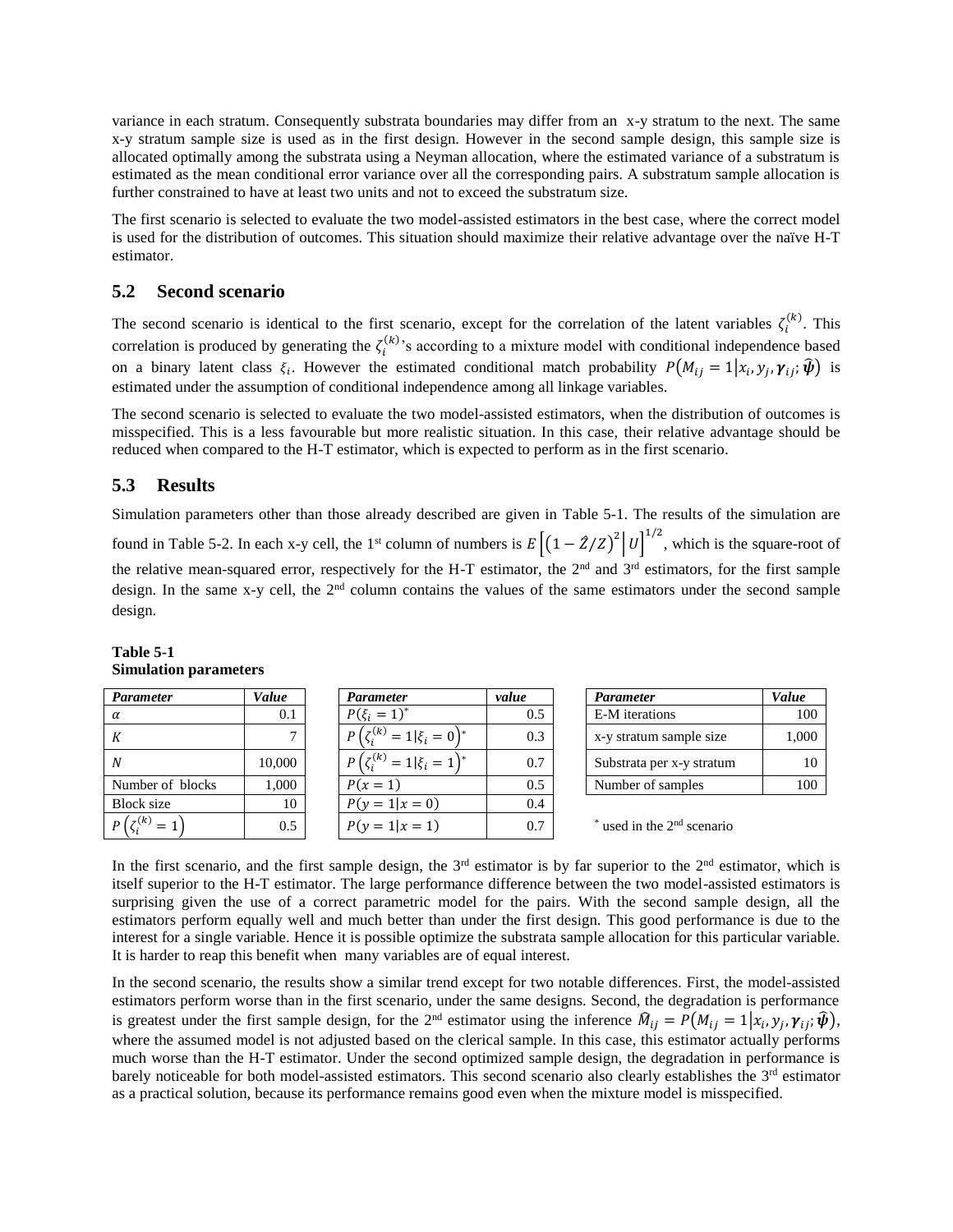variance in each stratum. Consequently substrata boundaries may differ from an x-y stratum to the next. The same x-y stratum sample size is used as in the first design. However in the second sample design, this sample size is allocated optimally among the substrata using a Neyman allocation, where the estimated variance of a substratum is estimated as the mean conditional error variance over all the corresponding pairs. A substratum sample allocation is further constrained to have at least two units and not to exceed the substratum size.

The first scenario is selected to evaluate the two model-assisted estimators in the best case, where the correct model is used for the distribution of outcomes. This situation should maximize their relative advantage over the naïve H-T estimator.

## 5.2 Second scenario

The second scenario is identical to the first scenario, except for the correlation of the latent variables $\zeta_i^{(k)}$. This correlation is produced by generating the $\zeta_i^{(k)}$'s according to a mixture model with conditional independence based on a binary latent class $\xi_i$. However the estimated conditional match probability $P(M_{ij} = 1 | x_i, y_j, \boldsymbol{\gamma}_{ij}; \hat{\boldsymbol{\psi}})$ is estimated under the assumption of conditional independence among all linkage variables.

The second scenario is selected to evaluate the two model-assisted estimators, when the distribution of outcomes is misspecified. This is a less favourable but more realistic situation. In this case, their relative advantage should be reduced when compared to the H-T estimator, which is expected to perform as in the first scenario.

## 5.3 Results

Simulation parameters other than those already described are given in Table 5-1. The results of the simulation are found in Table 5-2. In each x-y cell, the 1st column of numbers is $E\left[\left(1 - \hat{Z}/Z\right)^2 \middle| U\right]^{1/2}$, which is the square-root of the relative mean-squared error, respectively for the H-T estimator, the 2nd and 3rd estimators, for the first sample design. In the same x-y cell, the 2nd column contains the values of the same estimators under the second sample design.

**Table 5-1**
**Simulation parameters**

| *Parameter* | *Value* |
|---|---|
| $\alpha$ | 0.1 |
| $K$ | 7 |
| $N$ | 10,000 |
| Number of blocks | 1,000 |
| Block size | 10 |
| $P\left(\zeta_i^{(k)} = 1\right)$ | 0.5 |

| *Parameter* | *value* |
|---|---|
| $P(\xi_i = 1)^*$ | 0.5 |
| $P\left(\zeta_i^{(k)} = 1 \middle| \xi_i = 0\right)^*$ | 0.3 |
| $P\left(\zeta_i^{(k)} = 1 \middle| \xi_i = 1\right)^*$ | 0.7 |
| $P(x = 1)$ | 0.5 |
| $P(y = 1 \| x = 0)$ | 0.4 |
| $P(y = 1 \| x = 1)$ | 0.7 |

| *Parameter* | *Value* |
|---|---|
| E-M iterations | 100 |
| x-y stratum sample size | 1,000 |
| Substrata per x-y stratum | 10 |
| Number of samples | 100 |

\* used in the 2nd scenario

In the first scenario, and the first sample design, the 3rd estimator is by far superior to the 2nd estimator, which is itself superior to the H-T estimator. The large performance difference between the two model-assisted estimators is surprising given the use of a correct parametric model for the pairs. With the second sample design, all the estimators perform equally well and much better than under the first design. This good performance is due to the interest for a single variable. Hence it is possible optimize the substrata sample allocation for this particular variable. It is harder to reap this benefit when many variables are of equal interest.

In the second scenario, the results show a similar trend except for two notable differences. First, the model-assisted estimators perform worse than in the first scenario, under the same designs. Second, the degradation is performance is greatest under the first sample design, for the 2nd estimator using the inference $\hat{M}_{ij} = P(M_{ij} = 1 | x_i, y_j, \boldsymbol{\gamma}_{ij}; \hat{\boldsymbol{\psi}})$, where the assumed model is not adjusted based on the clerical sample. In this case, this estimator actually performs much worse than the H-T estimator. Under the second optimized sample design, the degradation in performance is barely noticeable for both model-assisted estimators. This second scenario also clearly establishes the 3rd estimator as a practical solution, because its performance remains good even when the mixture model is misspecified.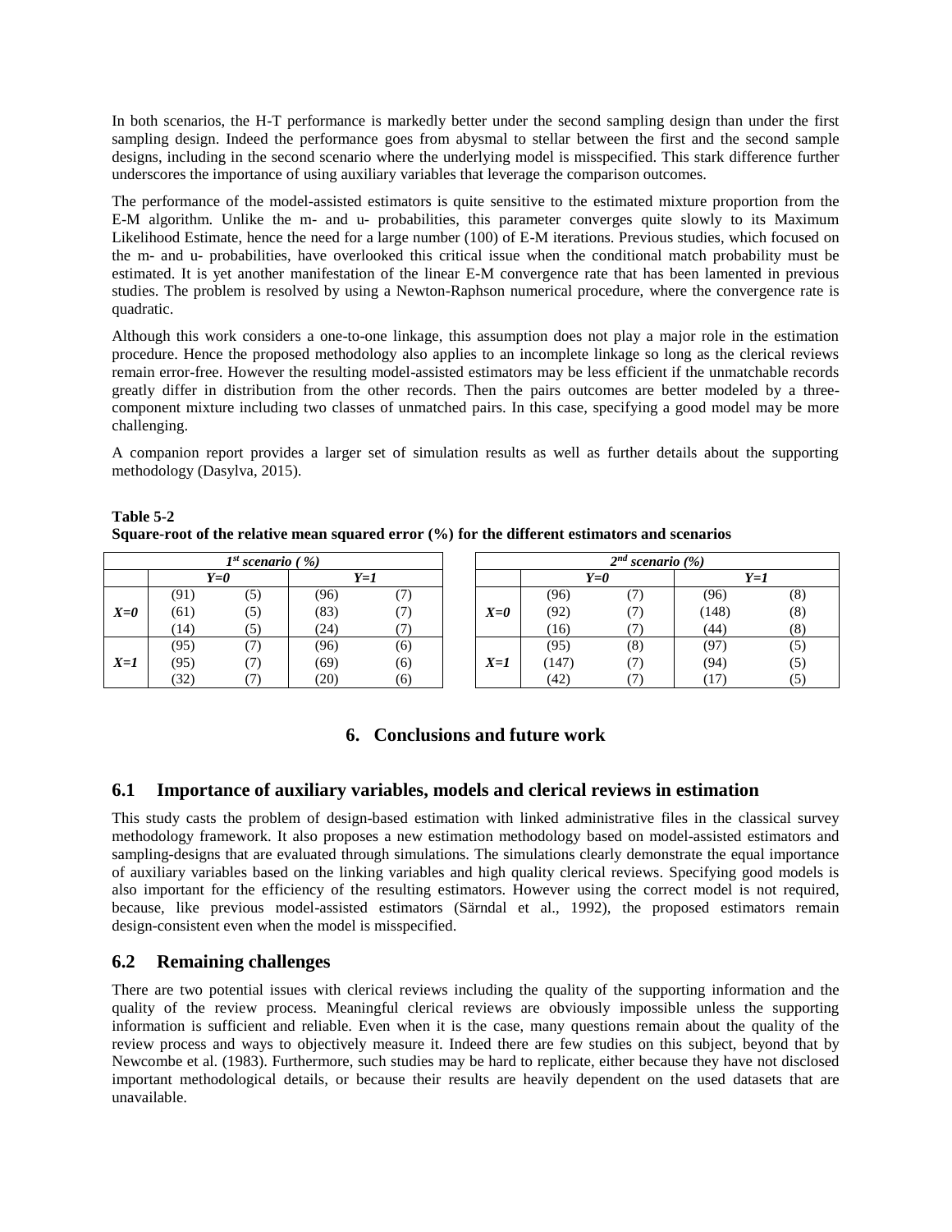In both scenarios, the H-T performance is markedly better under the second sampling design than under the first sampling design. Indeed the performance goes from abysmal to stellar between the first and the second sample designs, including in the second scenario where the underlying model is misspecified. This stark difference further underscores the importance of using auxiliary variables that leverage the comparison outcomes.

The performance of the model-assisted estimators is quite sensitive to the estimated mixture proportion from the E-M algorithm. Unlike the m- and u- probabilities, this parameter converges quite slowly to its Maximum Likelihood Estimate, hence the need for a large number (100) of E-M iterations. Previous studies, which focused on the m- and u- probabilities, have overlooked this critical issue when the conditional match probability must be estimated. It is yet another manifestation of the linear E-M convergence rate that has been lamented in previous studies. The problem is resolved by using a Newton-Raphson numerical procedure, where the convergence rate is quadratic.

Although this work considers a one-to-one linkage, this assumption does not play a major role in the estimation procedure. Hence the proposed methodology also applies to an incomplete linkage so long as the clerical reviews remain error-free. However the resulting model-assisted estimators may be less efficient if the unmatchable records greatly differ in distribution from the other records. Then the pairs outcomes are better modeled by a three-component mixture including two classes of unmatched pairs. In this case, specifying a good model may be more challenging.

A companion report provides a larger set of simulation results as well as further details about the supporting methodology (Dasylva, 2015).

**Table 5-2**
**Square-root of the relative mean squared error (%) for the different estimators and scenarios**

| *1st scenario (%)* | | | | |
|---|---|---|---|---|
| | ***Y=0*** | | ***Y=1*** | |
| | (91) | (5) | (96) | (7) |
| ***X=0*** | (61) | (5) | (83) | (7) |
| | (14) | (5) | (24) | (7) |
| | (95) | (7) | (96) | (6) |
| ***X=1*** | (95) | (7) | (69) | (6) |
| | (32) | (7) | (20) | (6) |

| *2nd scenario (%)* | | | | |
|---|---|---|---|---|
| | ***Y=0*** | | ***Y=1*** | |
| | (96) | (7) | (96) | (8) |
| ***X=0*** | (92) | (7) | (148) | (8) |
| | (16) | (7) | (44) | (8) |
| | (95) | (8) | (97) | (5) |
| ***X=1*** | (147) | (7) | (94) | (5) |
| | (42) | (7) | (17) | (5) |

## 6. Conclusions and future work

### 6.1 Importance of auxiliary variables, models and clerical reviews in estimation

This study casts the problem of design-based estimation with linked administrative files in the classical survey methodology framework. It also proposes a new estimation methodology based on model-assisted estimators and sampling-designs that are evaluated through simulations. The simulations clearly demonstrate the equal importance of auxiliary variables based on the linking variables and high quality clerical reviews. Specifying good models is also important for the efficiency of the resulting estimators. However using the correct model is not required, because, like previous model-assisted estimators (Särndal et al., 1992), the proposed estimators remain design-consistent even when the model is misspecified.

### 6.2 Remaining challenges

There are two potential issues with clerical reviews including the quality of the supporting information and the quality of the review process. Meaningful clerical reviews are obviously impossible unless the supporting information is sufficient and reliable. Even when it is the case, many questions remain about the quality of the review process and ways to objectively measure it. Indeed there are few studies on this subject, beyond that by Newcombe et al. (1983). Furthermore, such studies may be hard to replicate, either because they have not disclosed important methodological details, or because their results are heavily dependent on the used datasets that are unavailable.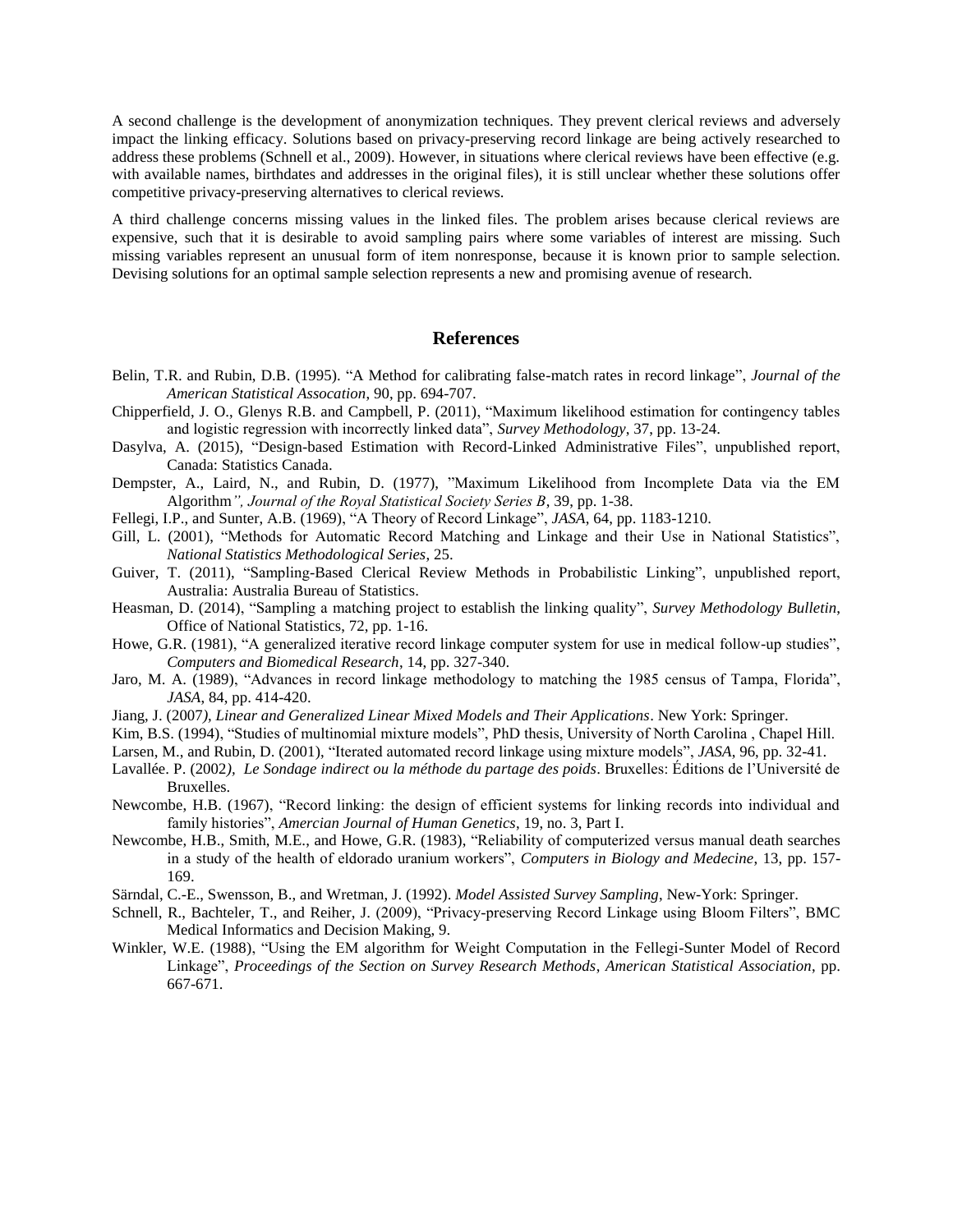A second challenge is the development of anonymization techniques. They prevent clerical reviews and adversely impact the linking efficacy. Solutions based on privacy-preserving record linkage are being actively researched to address these problems (Schnell et al., 2009). However, in situations where clerical reviews have been effective (e.g. with available names, birthdates and addresses in the original files), it is still unclear whether these solutions offer competitive privacy-preserving alternatives to clerical reviews.

A third challenge concerns missing values in the linked files. The problem arises because clerical reviews are expensive, such that it is desirable to avoid sampling pairs where some variables of interest are missing. Such missing variables represent an unusual form of item nonresponse, because it is known prior to sample selection. Devising solutions for an optimal sample selection represents a new and promising avenue of research.

## References

Belin, T.R. and Rubin, D.B. (1995). “A Method for calibrating false-match rates in record linkage”, *Journal of the American Statistical Assocation*, 90, pp. 694-707.

Chipperfield, J. O., Glenys R.B. and Campbell, P. (2011), “Maximum likelihood estimation for contingency tables and logistic regression with incorrectly linked data”, *Survey Methodology*, 37, pp. 13-24.

Dasylva, A. (2015), “Design-based Estimation with Record-Linked Administrative Files”, unpublished report, Canada: Statistics Canada.

Dempster, A., Laird, N., and Rubin, D. (1977), ”Maximum Likelihood from Incomplete Data via the EM Algorithm*”, Journal of the Royal Statistical Society Series B*, 39, pp. 1-38.

Fellegi, I.P., and Sunter, A.B. (1969), “A Theory of Record Linkage”, *JASA*, 64, pp. 1183-1210.

Gill, L. (2001), “Methods for Automatic Record Matching and Linkage and their Use in National Statistics”, *National Statistics Methodological Series*, 25.

Guiver, T. (2011), “Sampling-Based Clerical Review Methods in Probabilistic Linking”, unpublished report, Australia: Australia Bureau of Statistics.

Heasman, D. (2014), “Sampling a matching project to establish the linking quality”, *Survey Methodology Bulletin*, Office of National Statistics, 72, pp. 1-16.

Howe, G.R. (1981), “A generalized iterative record linkage computer system for use in medical follow-up studies”, *Computers and Biomedical Research*, 14, pp. 327-340.

Jaro, M. A. (1989), “Advances in record linkage methodology to matching the 1985 census of Tampa, Florida”, *JASA*, 84, pp. 414-420.

Jiang, J. (2007*), Linear and Generalized Linear Mixed Models and Their Applications*. New York: Springer.

Kim, B.S. (1994), “Studies of multinomial mixture models”, PhD thesis, University of North Carolina , Chapel Hill.

Larsen, M., and Rubin, D. (2001), “Iterated automated record linkage using mixture models”, *JASA*, 96, pp. 32-41.

Lavallée. P. (2002*), Le Sondage indirect ou la méthode du partage des poids*. Bruxelles: Éditions de l’Université de Bruxelles.

Newcombe, H.B. (1967), “Record linking: the design of efficient systems for linking records into individual and family histories”, *Amercian Journal of Human Genetics*, 19, no. 3, Part I.

Newcombe, H.B., Smith, M.E., and Howe, G.R. (1983), “Reliability of computerized versus manual death searches in a study of the health of eldorado uranium workers”, *Computers in Biology and Medecine*, 13, pp. 157-169.

Särndal, C.-E., Swensson, B., and Wretman, J. (1992). *Model Assisted Survey Sampling*, New-York: Springer.

Schnell, R., Bachteler, T., and Reiher, J. (2009), “Privacy-preserving Record Linkage using Bloom Filters”, BMC Medical Informatics and Decision Making, 9.

Winkler, W.E. (1988), “Using the EM algorithm for Weight Computation in the Fellegi-Sunter Model of Record Linkage”, *Proceedings of the Section on Survey Research Methods, American Statistical Association*, pp. 667-671.